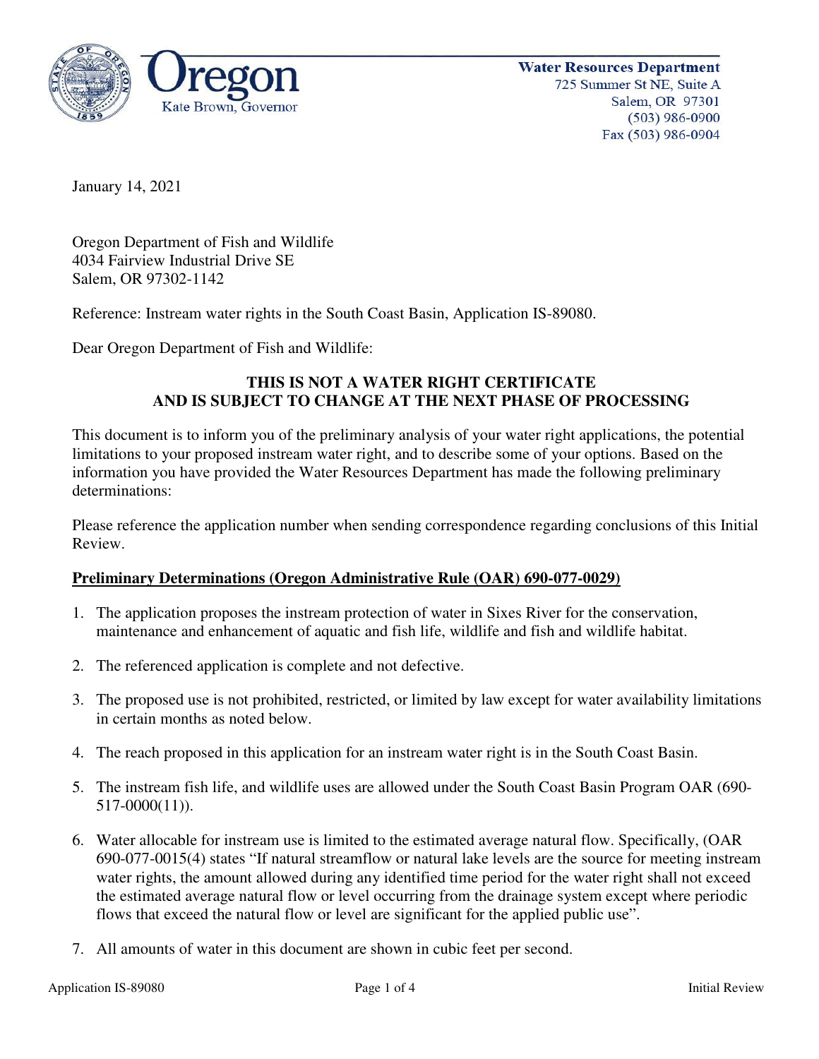Oregon

Kate Brown, Governor

**Water Resources Department**
725 Summer St NE, Suite A
Salem, OR 97301
(503) 986-0900
Fax (503) 986-0904

January 14, 2021

Oregon Department of Fish and Wildlife
4034 Fairview Industrial Drive SE
Salem, OR 97302-1142

Reference: Instream water rights in the South Coast Basin, Application IS-89080.

Dear Oregon Department of Fish and Wildlife:

**THIS IS NOT A WATER RIGHT CERTIFICATE
AND IS SUBJECT TO CHANGE AT THE NEXT PHASE OF PROCESSING**

This document is to inform you of the preliminary analysis of your water right applications, the potential limitations to your proposed instream water right, and to describe some of your options. Based on the information you have provided the Water Resources Department has made the following preliminary determinations:

Please reference the application number when sending correspondence regarding conclusions of this Initial Review.

**Preliminary Determinations (Oregon Administrative Rule (OAR) 690-077-0029)**

1. The application proposes the instream protection of water in Sixes River for the conservation, maintenance and enhancement of aquatic and fish life, wildlife and fish and wildlife habitat.

2. The referenced application is complete and not defective.

3. The proposed use is not prohibited, restricted, or limited by law except for water availability limitations in certain months as noted below.

4. The reach proposed in this application for an instream water right is in the South Coast Basin.

5. The instream fish life, and wildlife uses are allowed under the South Coast Basin Program OAR (690-517-0000(11)).

6. Water allocable for instream use is limited to the estimated average natural flow. Specifically, (OAR 690-077-0015(4) states "If natural streamflow or natural lake levels are the source for meeting instream water rights, the amount allowed during any identified time period for the water right shall not exceed the estimated average natural flow or level occurring from the drainage system except where periodic flows that exceed the natural flow or level are significant for the applied public use".

7. All amounts of water in this document are shown in cubic feet per second.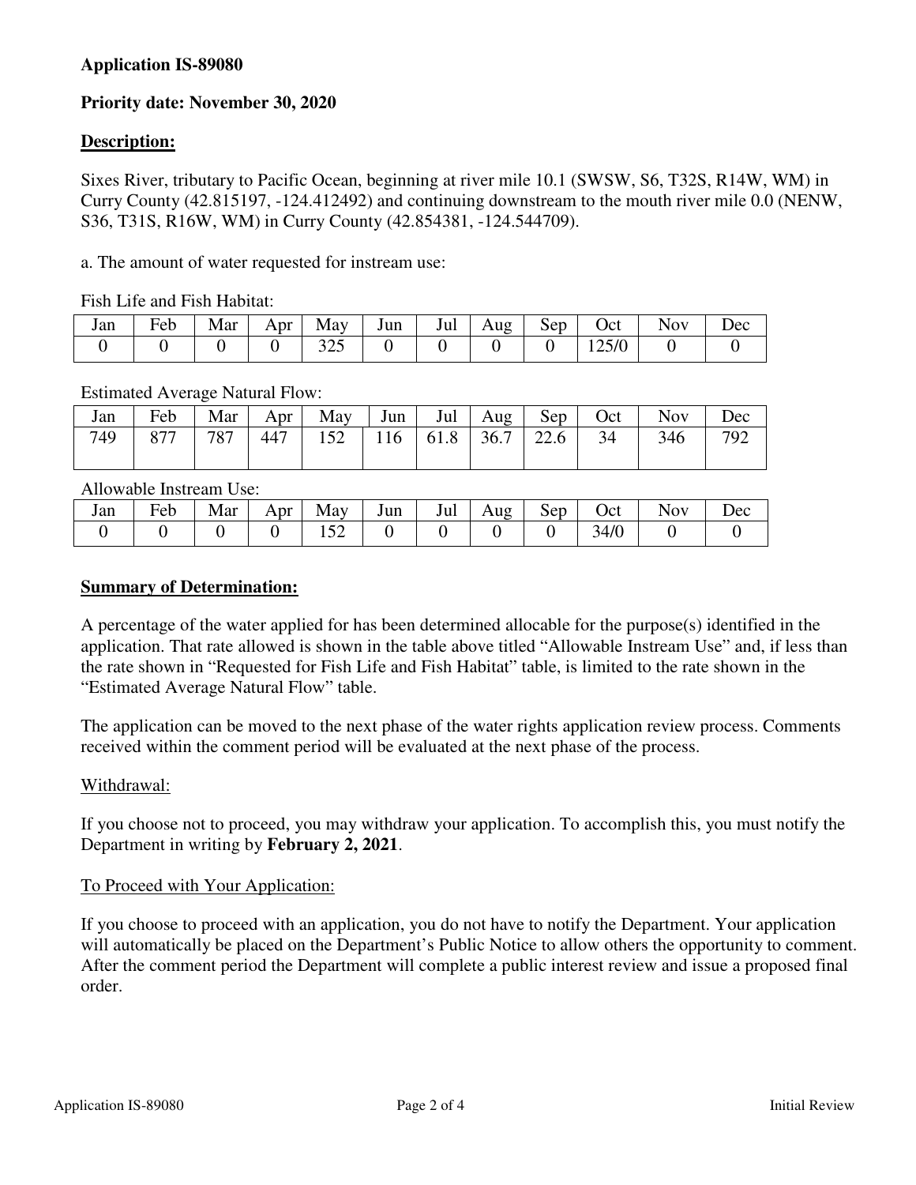**Application IS-89080**

**Priority date: November 30, 2020**

**Description:**

Sixes River, tributary to Pacific Ocean, beginning at river mile 10.1 (SWSW, S6, T32S, R14W, WM) in Curry County (42.815197, -124.412492) and continuing downstream to the mouth river mile 0.0 (NENW, S36, T31S, R16W, WM) in Curry County (42.854381, -124.544709).

a. The amount of water requested for instream use:

Fish Life and Fish Habitat:

| Jan | Feb | Mar | Apr | May | Jun | Jul | Aug | Sep | Oct | Nov | Dec |
|---|---|---|---|---|---|---|---|---|---|---|---|
| 0 | 0 | 0 | 0 | 325 | 0 | 0 | 0 | 0 | 125/0 | 0 | 0 |

Estimated Average Natural Flow:

| Jan | Feb | Mar | Apr | May | Jun | Jul | Aug | Sep | Oct | Nov | Dec |
|---|---|---|---|---|---|---|---|---|---|---|---|
| 749 | 877 | 787 | 447 | 152 | 116 | 61.8 | 36.7 | 22.6 | 34 | 346 | 792 |

Allowable Instream Use:

| Jan | Feb | Mar | Apr | May | Jun | Jul | Aug | Sep | Oct | Nov | Dec |
|---|---|---|---|---|---|---|---|---|---|---|---|
| 0 | 0 | 0 | 0 | 152 | 0 | 0 | 0 | 0 | 34/0 | 0 | 0 |

**Summary of Determination:**

A percentage of the water applied for has been determined allocable for the purpose(s) identified in the application. That rate allowed is shown in the table above titled "Allowable Instream Use" and, if less than the rate shown in "Requested for Fish Life and Fish Habitat" table, is limited to the rate shown in the "Estimated Average Natural Flow" table.

The application can be moved to the next phase of the water rights application review process. Comments received within the comment period will be evaluated at the next phase of the process.

Withdrawal:

If you choose not to proceed, you may withdraw your application. To accomplish this, you must notify the Department in writing by **February 2, 2021**.

To Proceed with Your Application:

If you choose to proceed with an application, you do not have to notify the Department. Your application will automatically be placed on the Department's Public Notice to allow others the opportunity to comment. After the comment period the Department will complete a public interest review and issue a proposed final order.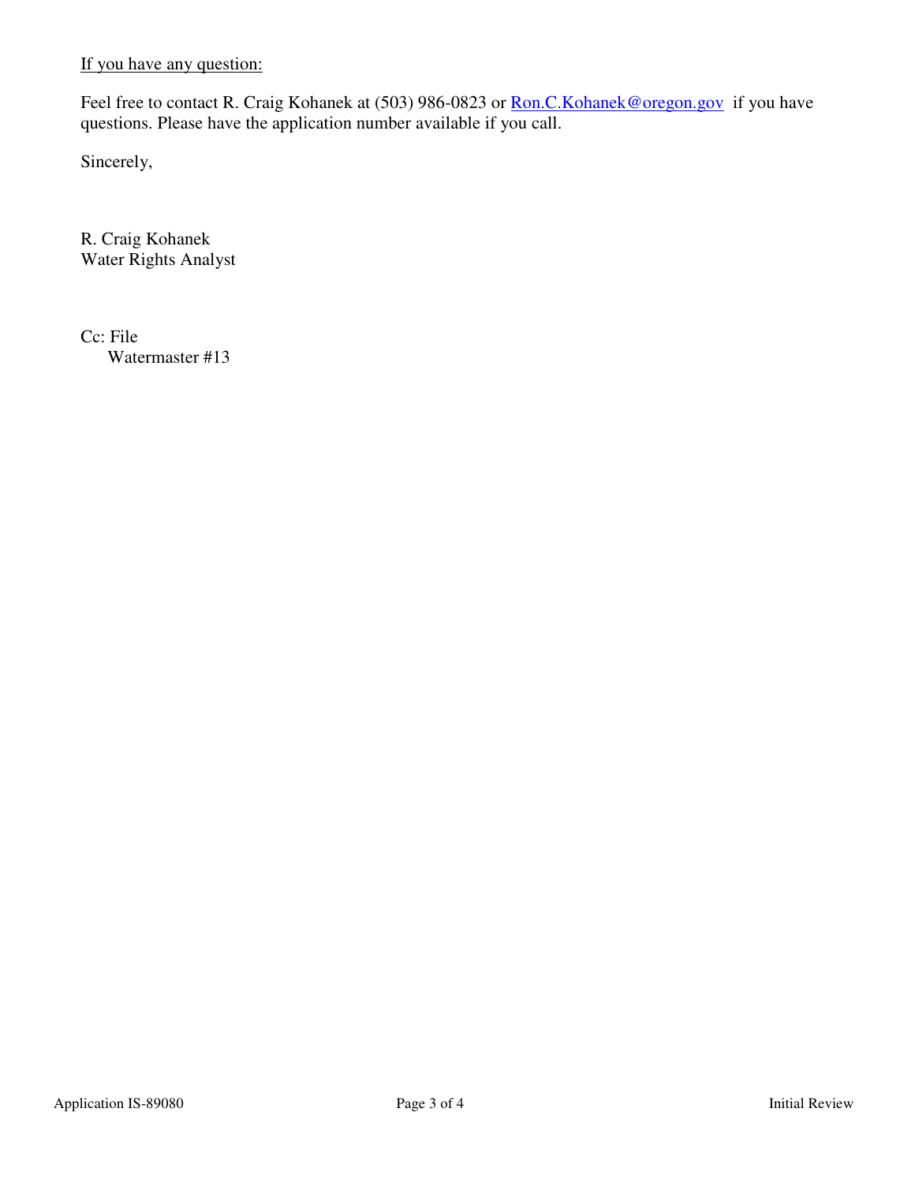<u>If you have any question:</u>

Feel free to contact R. Craig Kohanek at (503) 986-0823 or [Ron.C.Kohanek@oregon.gov](mailto:Ron.C.Kohanek@oregon.gov) if you have questions. Please have the application number available if you call.

Sincerely,

R. Craig Kohanek
Water Rights Analyst

Cc: File
Watermaster #13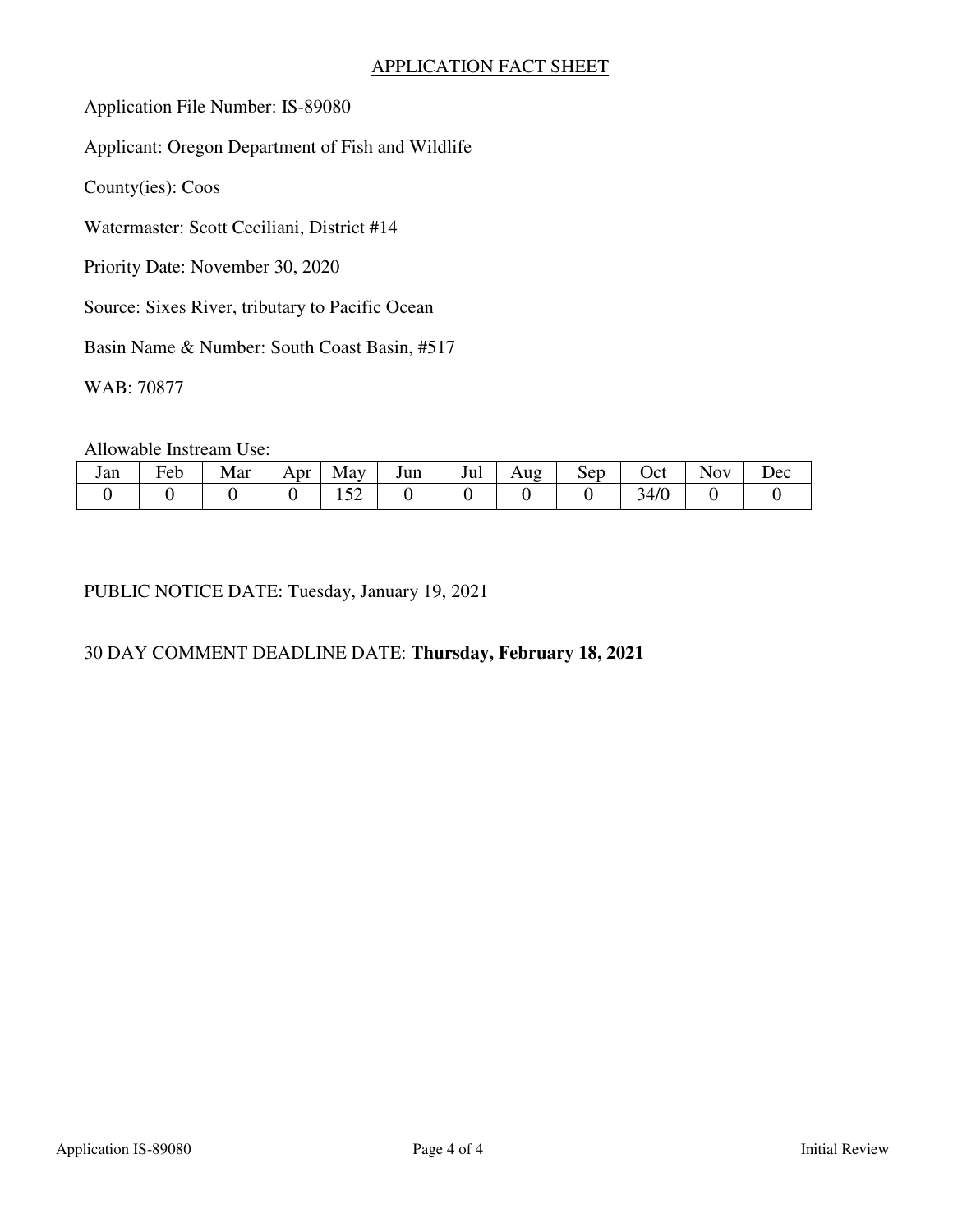## APPLICATION FACT SHEET

Application File Number: IS-89080

Applicant: Oregon Department of Fish and Wildlife

County(ies): Coos

Watermaster: Scott Ceciliani, District #14

Priority Date: November 30, 2020

Source: Sixes River, tributary to Pacific Ocean

Basin Name & Number: South Coast Basin, #517

WAB: 70877

Allowable Instream Use:

| Jan | Feb | Mar | Apr | May | Jun | Jul | Aug | Sep | Oct | Nov | Dec |
|---|---|---|---|---|---|---|---|---|---|---|---|
| 0 | 0 | 0 | 0 | 152 | 0 | 0 | 0 | 0 | 34/0 | 0 | 0 |

PUBLIC NOTICE DATE: Tuesday, January 19, 2021

30 DAY COMMENT DEADLINE DATE: **Thursday, February 18, 2021**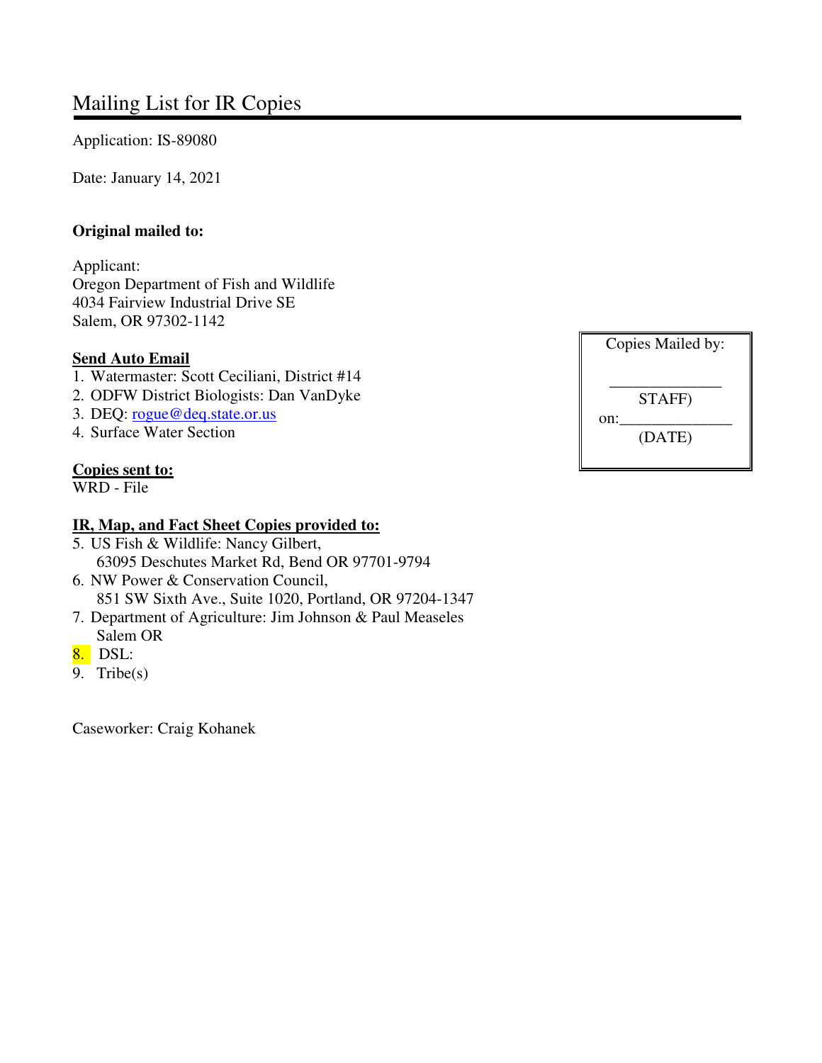# Mailing List for IR Copies

Application: IS-89080

Date: January 14, 2021

**Original mailed to:**

Applicant:
Oregon Department of Fish and Wildlife
4034 Fairview Industrial Drive SE
Salem, OR 97302-1142

Copies Mailed by:

______________
STAFF)
on:______________
(DATE)

**Send Auto Email**

1. Watermaster: Scott Ceciliani, District #14
2. ODFW District Biologists: Dan VanDyke
3. DEQ: rogue@deq.state.or.us
4. Surface Water Section

**Copies sent to:**
WRD - File

**IR, Map, and Fact Sheet Copies provided to:**

5. US Fish & Wildlife: Nancy Gilbert,
   63095 Deschutes Market Rd, Bend OR 97701-9794
6. NW Power & Conservation Council,
   851 SW Sixth Ave., Suite 1020, Portland, OR 97204-1347
7. Department of Agriculture: Jim Johnson & Paul Measeles
   Salem OR
8. DSL:
9. Tribe(s)

Caseworker: Craig Kohanek